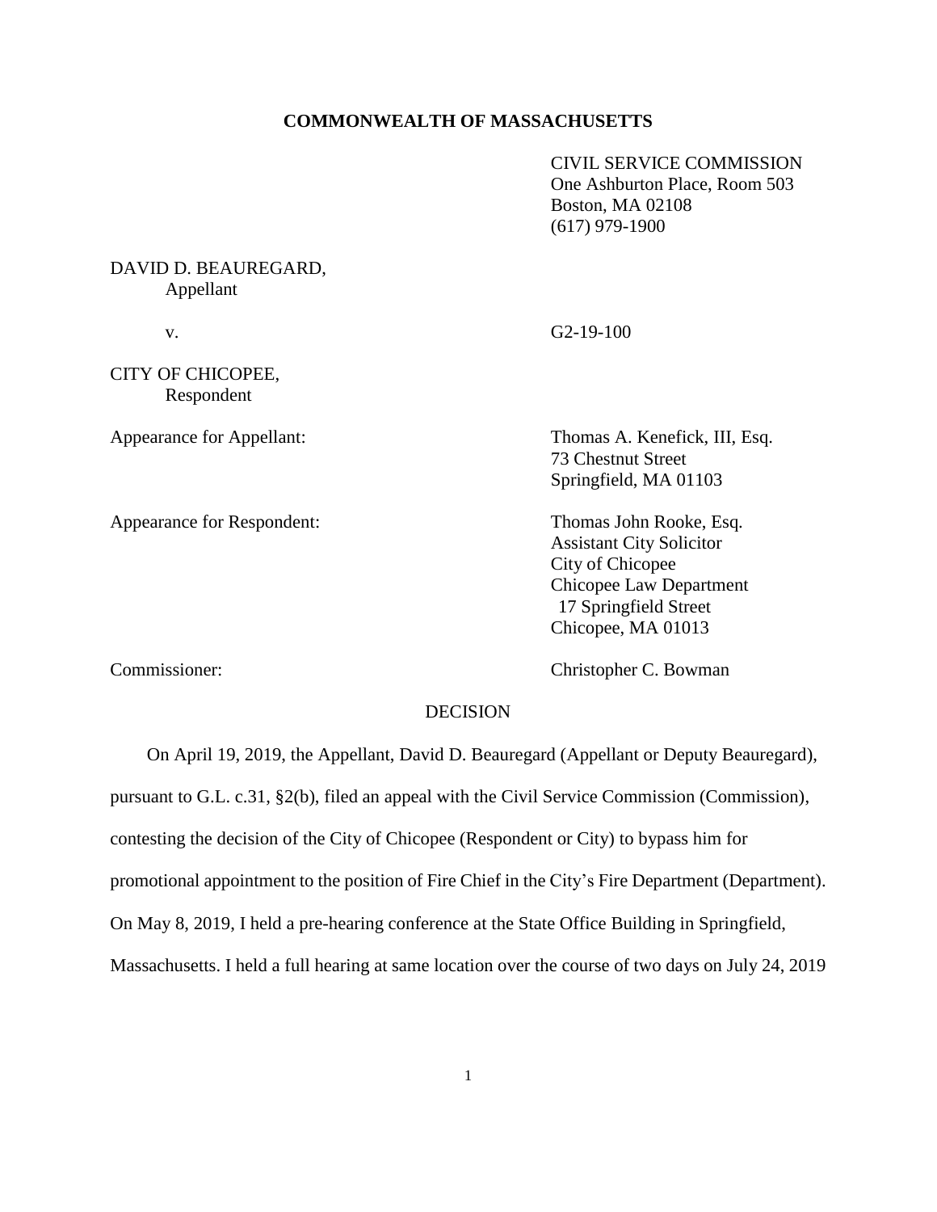**COMMONWEALTH OF MASSACHUSETTS**

CIVIL SERVICE COMMISSION
One Ashburton Place, Room 503
Boston, MA 02108
(617) 979-1900

DAVID D. BEAUREGARD,
Appellant

v. G2-19-100

CITY OF CHICOPEE,
Respondent

Appearance for Appellant: Thomas A. Kenefick, III, Esq.
73 Chestnut Street
Springfield, MA 01103

Appearance for Respondent: Thomas John Rooke, Esq.
Assistant City Solicitor
City of Chicopee
Chicopee Law Department
17 Springfield Street
Chicopee, MA 01013

Commissioner: Christopher C. Bowman

DECISION

On April 19, 2019, the Appellant, David D. Beauregard (Appellant or Deputy Beauregard), pursuant to G.L. c.31, §2(b), filed an appeal with the Civil Service Commission (Commission), contesting the decision of the City of Chicopee (Respondent or City) to bypass him for promotional appointment to the position of Fire Chief in the City's Fire Department (Department). On May 8, 2019, I held a pre-hearing conference at the State Office Building in Springfield, Massachusetts. I held a full hearing at same location over the course of two days on July 24, 2019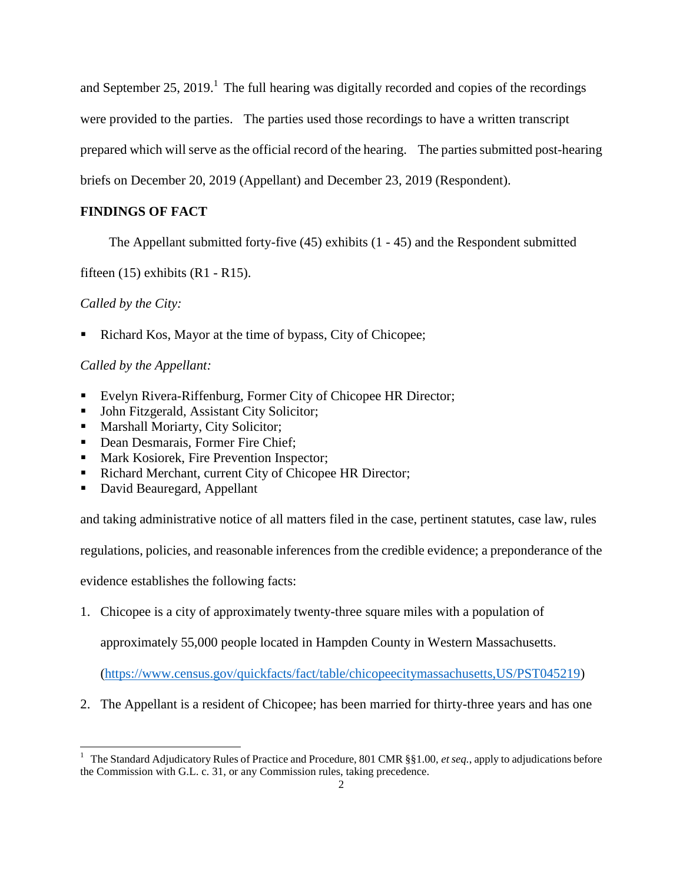and September 25, 2019.[1] The full hearing was digitally recorded and copies of the recordings were provided to the parties. The parties used those recordings to have a written transcript prepared which will serve as the official record of the hearing. The parties submitted post-hearing briefs on December 20, 2019 (Appellant) and December 23, 2019 (Respondent).

**FINDINGS OF FACT**

The Appellant submitted forty-five (45) exhibits (1 - 45) and the Respondent submitted fifteen (15) exhibits (R1 - R15).

*Called by the City:*

- Richard Kos, Mayor at the time of bypass, City of Chicopee;

*Called by the Appellant:*

- Evelyn Rivera-Riffenburg, Former City of Chicopee HR Director;
- John Fitzgerald, Assistant City Solicitor;
- Marshall Moriarty, City Solicitor;
- Dean Desmarais, Former Fire Chief;
- Mark Kosiorek, Fire Prevention Inspector;
- Richard Merchant, current City of Chicopee HR Director;
- David Beauregard, Appellant

and taking administrative notice of all matters filed in the case, pertinent statutes, case law, rules regulations, policies, and reasonable inferences from the credible evidence; a preponderance of the evidence establishes the following facts:

1. Chicopee is a city of approximately twenty-three square miles with a population of approximately 55,000 people located in Hampden County in Western Massachusetts. (https://www.census.gov/quickfacts/fact/table/chicopeecitymassachusetts,US/PST045219)
2. The Appellant is a resident of Chicopee; has been married for thirty-three years and has one

[1] The Standard Adjudicatory Rules of Practice and Procedure, 801 CMR §§1.00, *et seq.*, apply to adjudications before the Commission with G.L. c. 31, or any Commission rules, taking precedence.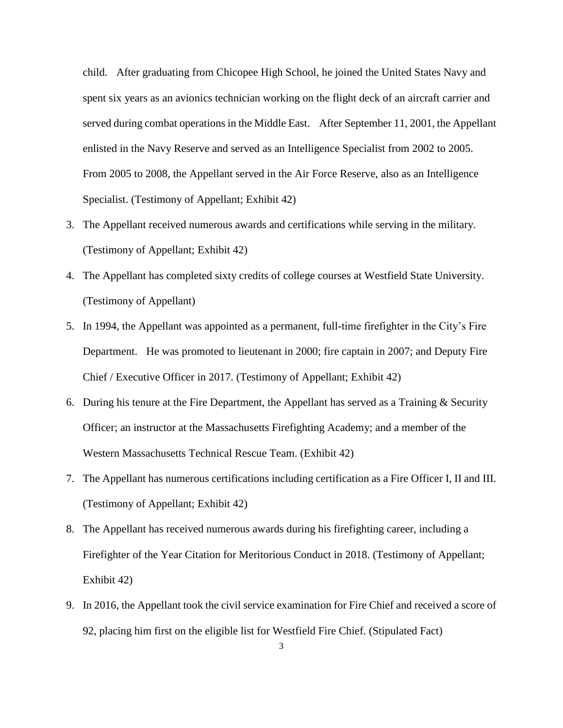child. After graduating from Chicopee High School, he joined the United States Navy and spent six years as an avionics technician working on the flight deck of an aircraft carrier and served during combat operations in the Middle East. After September 11, 2001, the Appellant enlisted in the Navy Reserve and served as an Intelligence Specialist from 2002 to 2005. From 2005 to 2008, the Appellant served in the Air Force Reserve, also as an Intelligence Specialist. (Testimony of Appellant; Exhibit 42)

3. The Appellant received numerous awards and certifications while serving in the military. (Testimony of Appellant; Exhibit 42)
4. The Appellant has completed sixty credits of college courses at Westfield State University. (Testimony of Appellant)
5. In 1994, the Appellant was appointed as a permanent, full-time firefighter in the City's Fire Department. He was promoted to lieutenant in 2000; fire captain in 2007; and Deputy Fire Chief / Executive Officer in 2017. (Testimony of Appellant; Exhibit 42)
6. During his tenure at the Fire Department, the Appellant has served as a Training & Security Officer; an instructor at the Massachusetts Firefighting Academy; and a member of the Western Massachusetts Technical Rescue Team. (Exhibit 42)
7. The Appellant has numerous certifications including certification as a Fire Officer I, II and III. (Testimony of Appellant; Exhibit 42)
8. The Appellant has received numerous awards during his firefighting career, including a Firefighter of the Year Citation for Meritorious Conduct in 2018. (Testimony of Appellant; Exhibit 42)
9. In 2016, the Appellant took the civil service examination for Fire Chief and received a score of 92, placing him first on the eligible list for Westfield Fire Chief. (Stipulated Fact)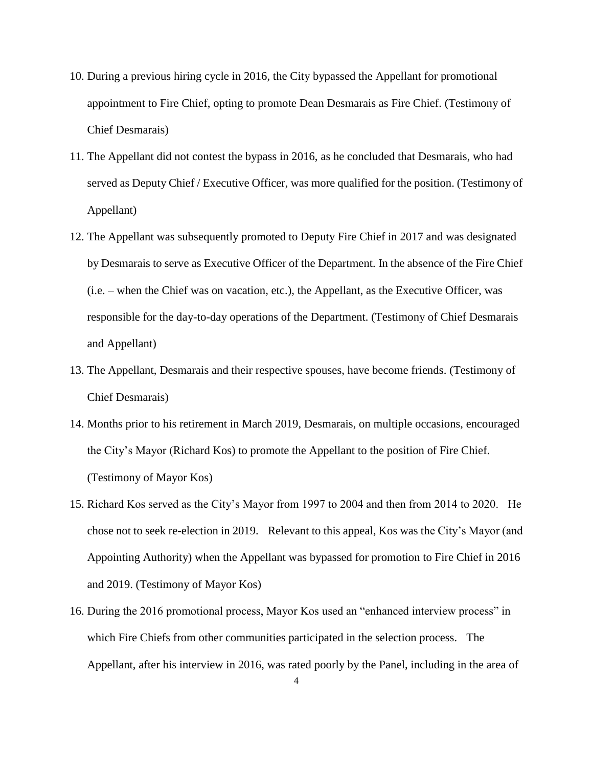10. During a previous hiring cycle in 2016, the City bypassed the Appellant for promotional appointment to Fire Chief, opting to promote Dean Desmarais as Fire Chief. (Testimony of Chief Desmarais)
11. The Appellant did not contest the bypass in 2016, as he concluded that Desmarais, who had served as Deputy Chief / Executive Officer, was more qualified for the position. (Testimony of Appellant)
12. The Appellant was subsequently promoted to Deputy Fire Chief in 2017 and was designated by Desmarais to serve as Executive Officer of the Department. In the absence of the Fire Chief (i.e. – when the Chief was on vacation, etc.), the Appellant, as the Executive Officer, was responsible for the day-to-day operations of the Department. (Testimony of Chief Desmarais and Appellant)
13. The Appellant, Desmarais and their respective spouses, have become friends. (Testimony of Chief Desmarais)
14. Months prior to his retirement in March 2019, Desmarais, on multiple occasions, encouraged the City's Mayor (Richard Kos) to promote the Appellant to the position of Fire Chief. (Testimony of Mayor Kos)
15. Richard Kos served as the City's Mayor from 1997 to 2004 and then from 2014 to 2020. He chose not to seek re-election in 2019. Relevant to this appeal, Kos was the City's Mayor (and Appointing Authority) when the Appellant was bypassed for promotion to Fire Chief in 2016 and 2019. (Testimony of Mayor Kos)
16. During the 2016 promotional process, Mayor Kos used an "enhanced interview process" in which Fire Chiefs from other communities participated in the selection process. The Appellant, after his interview in 2016, was rated poorly by the Panel, including in the area of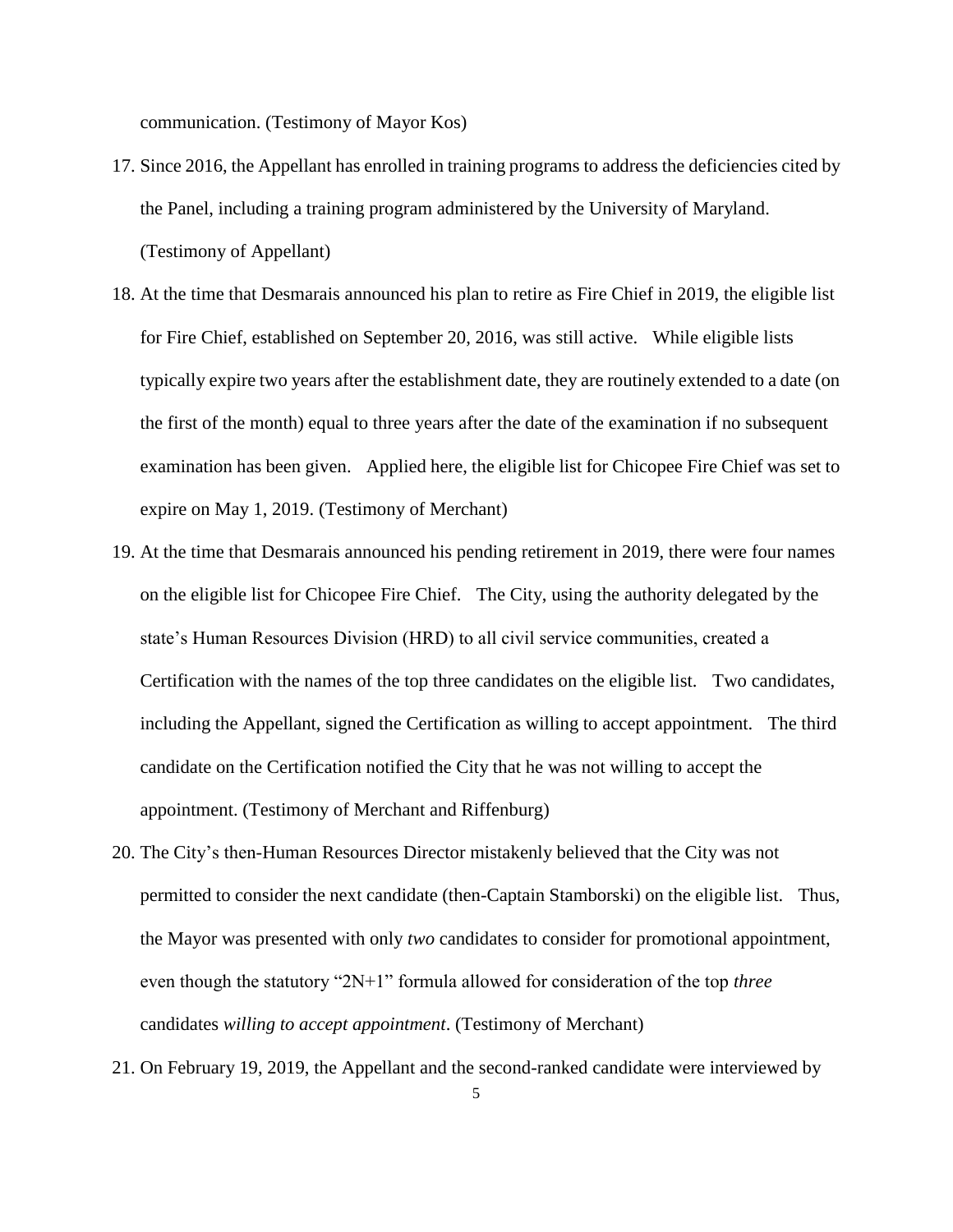communication. (Testimony of Mayor Kos)

17. Since 2016, the Appellant has enrolled in training programs to address the deficiencies cited by the Panel, including a training program administered by the University of Maryland. (Testimony of Appellant)

18. At the time that Desmarais announced his plan to retire as Fire Chief in 2019, the eligible list for Fire Chief, established on September 20, 2016, was still active. While eligible lists typically expire two years after the establishment date, they are routinely extended to a date (on the first of the month) equal to three years after the date of the examination if no subsequent examination has been given. Applied here, the eligible list for Chicopee Fire Chief was set to expire on May 1, 2019. (Testimony of Merchant)

19. At the time that Desmarais announced his pending retirement in 2019, there were four names on the eligible list for Chicopee Fire Chief. The City, using the authority delegated by the state's Human Resources Division (HRD) to all civil service communities, created a Certification with the names of the top three candidates on the eligible list. Two candidates, including the Appellant, signed the Certification as willing to accept appointment. The third candidate on the Certification notified the City that he was not willing to accept the appointment. (Testimony of Merchant and Riffenburg)

20. The City's then-Human Resources Director mistakenly believed that the City was not permitted to consider the next candidate (then-Captain Stamborski) on the eligible list. Thus, the Mayor was presented with only *two* candidates to consider for promotional appointment, even though the statutory "2N+1" formula allowed for consideration of the top *three* candidates *willing to accept appointment*. (Testimony of Merchant)

21. On February 19, 2019, the Appellant and the second-ranked candidate were interviewed by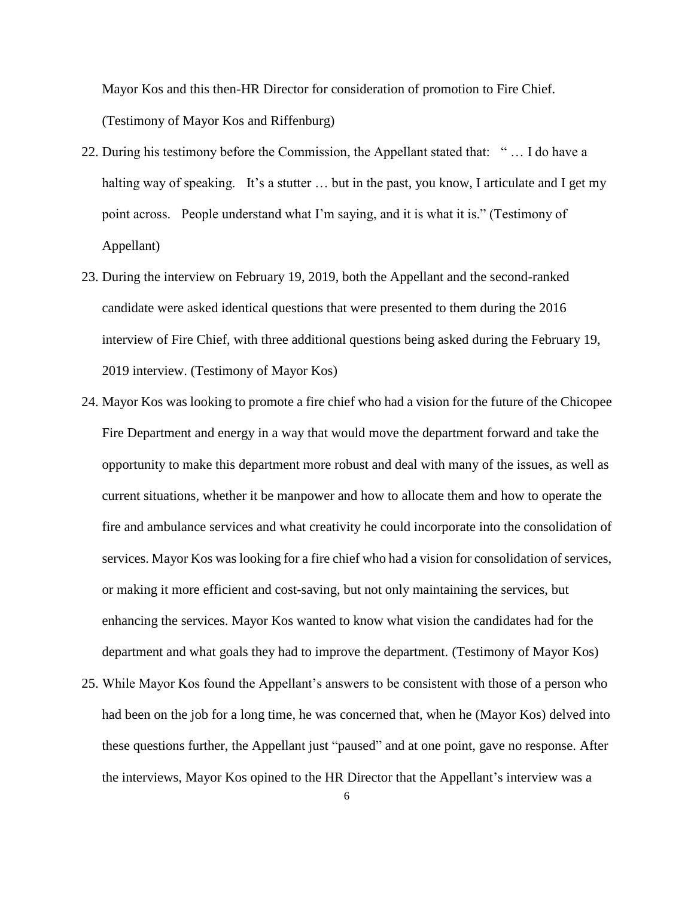Mayor Kos and this then-HR Director for consideration of promotion to Fire Chief. (Testimony of Mayor Kos and Riffenburg)

22. During his testimony before the Commission, the Appellant stated that: " … I do have a halting way of speaking. It's a stutter … but in the past, you know, I articulate and I get my point across. People understand what I'm saying, and it is what it is." (Testimony of Appellant)

23. During the interview on February 19, 2019, both the Appellant and the second-ranked candidate were asked identical questions that were presented to them during the 2016 interview of Fire Chief, with three additional questions being asked during the February 19, 2019 interview. (Testimony of Mayor Kos)

24. Mayor Kos was looking to promote a fire chief who had a vision for the future of the Chicopee Fire Department and energy in a way that would move the department forward and take the opportunity to make this department more robust and deal with many of the issues, as well as current situations, whether it be manpower and how to allocate them and how to operate the fire and ambulance services and what creativity he could incorporate into the consolidation of services. Mayor Kos was looking for a fire chief who had a vision for consolidation of services, or making it more efficient and cost-saving, but not only maintaining the services, but enhancing the services. Mayor Kos wanted to know what vision the candidates had for the department and what goals they had to improve the department. (Testimony of Mayor Kos)

25. While Mayor Kos found the Appellant's answers to be consistent with those of a person who had been on the job for a long time, he was concerned that, when he (Mayor Kos) delved into these questions further, the Appellant just "paused" and at one point, gave no response. After the interviews, Mayor Kos opined to the HR Director that the Appellant's interview was a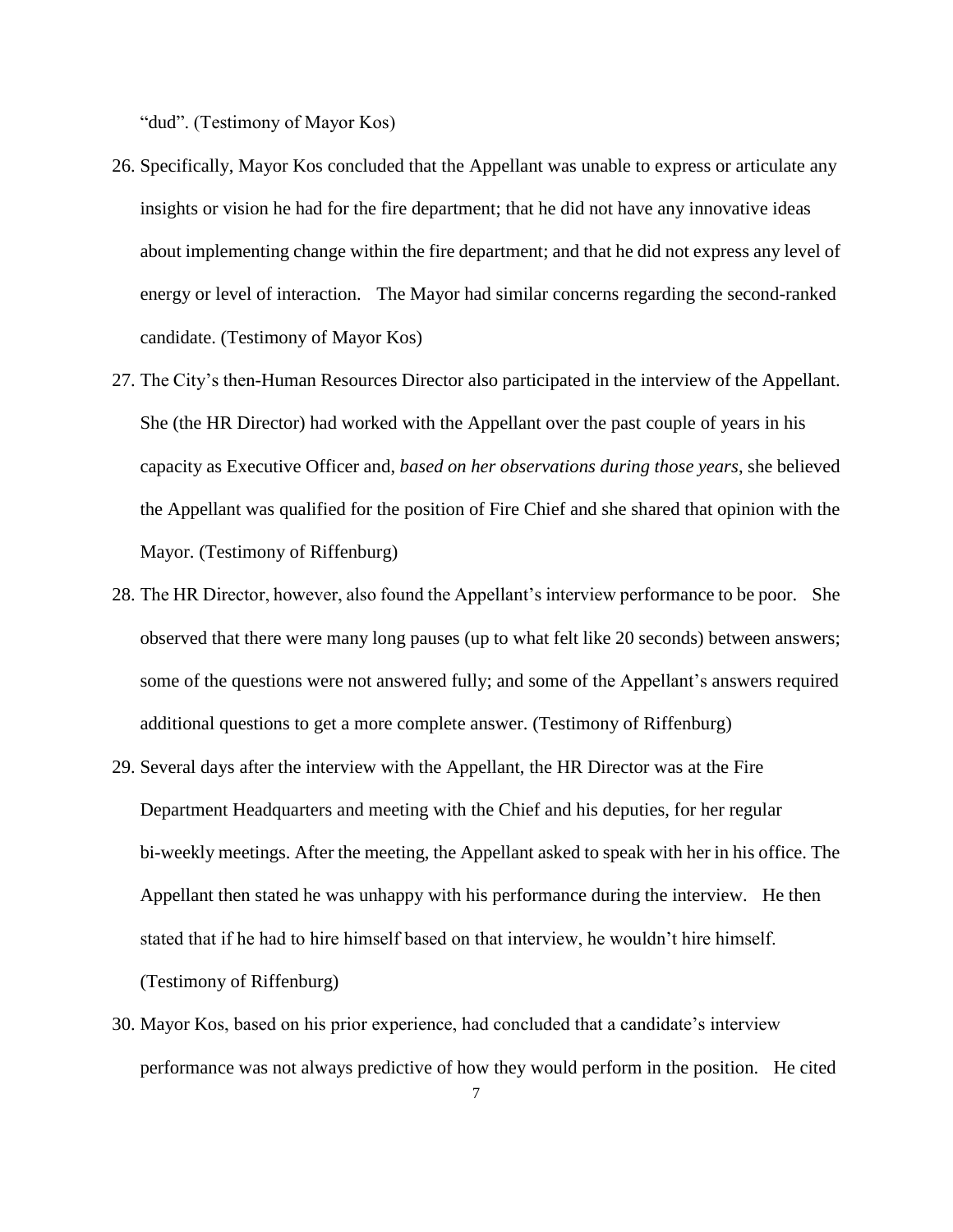"dud". (Testimony of Mayor Kos)

26. Specifically, Mayor Kos concluded that the Appellant was unable to express or articulate any insights or vision he had for the fire department; that he did not have any innovative ideas about implementing change within the fire department; and that he did not express any level of energy or level of interaction. The Mayor had similar concerns regarding the second-ranked candidate. (Testimony of Mayor Kos)

27. The City's then-Human Resources Director also participated in the interview of the Appellant. She (the HR Director) had worked with the Appellant over the past couple of years in his capacity as Executive Officer and, *based on her observations during those years*, she believed the Appellant was qualified for the position of Fire Chief and she shared that opinion with the Mayor. (Testimony of Riffenburg)

28. The HR Director, however, also found the Appellant's interview performance to be poor. She observed that there were many long pauses (up to what felt like 20 seconds) between answers; some of the questions were not answered fully; and some of the Appellant's answers required additional questions to get a more complete answer. (Testimony of Riffenburg)

29. Several days after the interview with the Appellant, the HR Director was at the Fire Department Headquarters and meeting with the Chief and his deputies, for her regular bi-weekly meetings. After the meeting, the Appellant asked to speak with her in his office. The Appellant then stated he was unhappy with his performance during the interview. He then stated that if he had to hire himself based on that interview, he wouldn't hire himself. (Testimony of Riffenburg)

30. Mayor Kos, based on his prior experience, had concluded that a candidate's interview performance was not always predictive of how they would perform in the position. He cited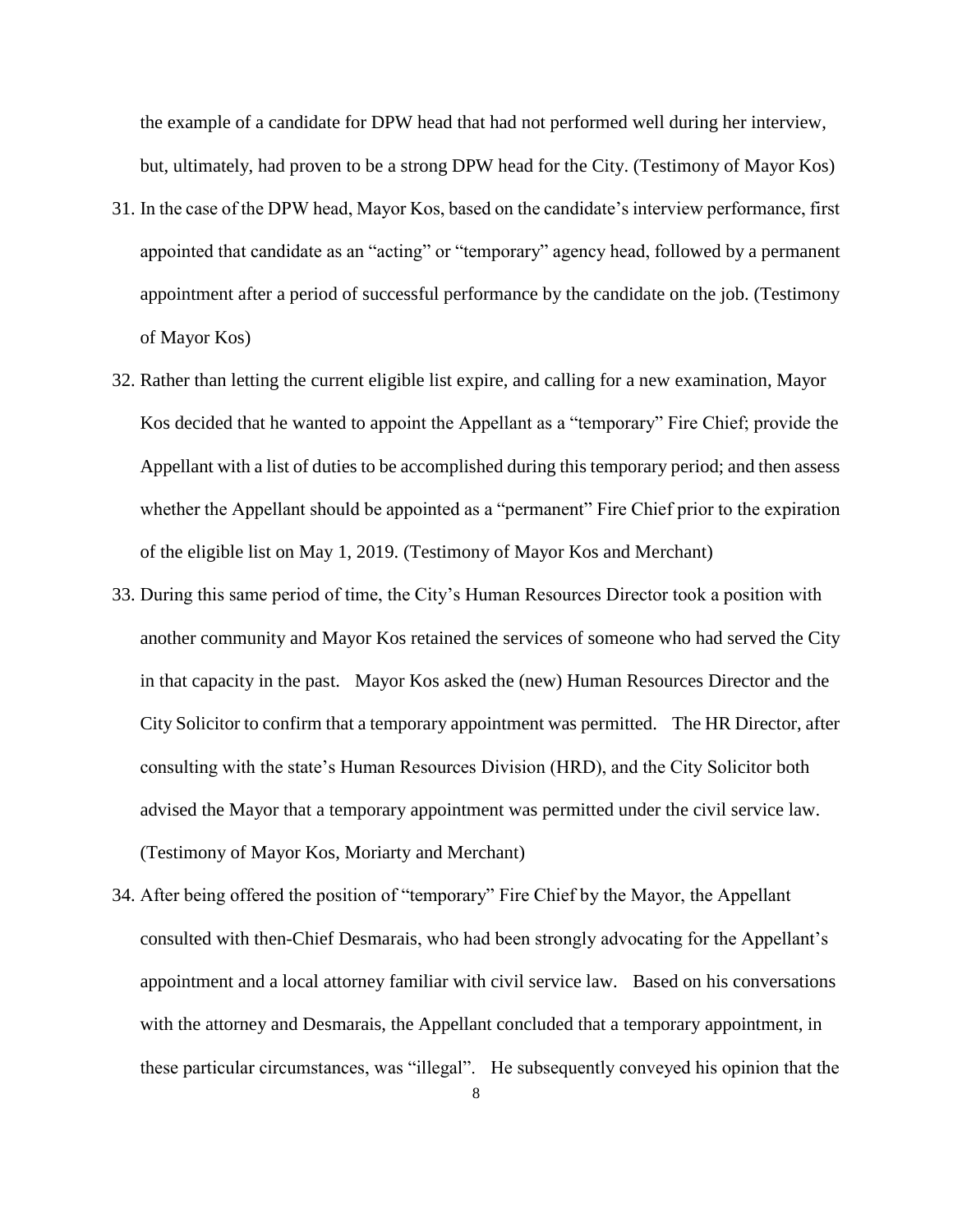the example of a candidate for DPW head that had not performed well during her interview, but, ultimately, had proven to be a strong DPW head for the City. (Testimony of Mayor Kos)

31. In the case of the DPW head, Mayor Kos, based on the candidate's interview performance, first appointed that candidate as an "acting" or "temporary" agency head, followed by a permanent appointment after a period of successful performance by the candidate on the job. (Testimony of Mayor Kos)

32. Rather than letting the current eligible list expire, and calling for a new examination, Mayor Kos decided that he wanted to appoint the Appellant as a "temporary" Fire Chief; provide the Appellant with a list of duties to be accomplished during this temporary period; and then assess whether the Appellant should be appointed as a "permanent" Fire Chief prior to the expiration of the eligible list on May 1, 2019. (Testimony of Mayor Kos and Merchant)

33. During this same period of time, the City's Human Resources Director took a position with another community and Mayor Kos retained the services of someone who had served the City in that capacity in the past. Mayor Kos asked the (new) Human Resources Director and the City Solicitor to confirm that a temporary appointment was permitted. The HR Director, after consulting with the state's Human Resources Division (HRD), and the City Solicitor both advised the Mayor that a temporary appointment was permitted under the civil service law. (Testimony of Mayor Kos, Moriarty and Merchant)

34. After being offered the position of "temporary" Fire Chief by the Mayor, the Appellant consulted with then-Chief Desmarais, who had been strongly advocating for the Appellant's appointment and a local attorney familiar with civil service law. Based on his conversations with the attorney and Desmarais, the Appellant concluded that a temporary appointment, in these particular circumstances, was "illegal". He subsequently conveyed his opinion that the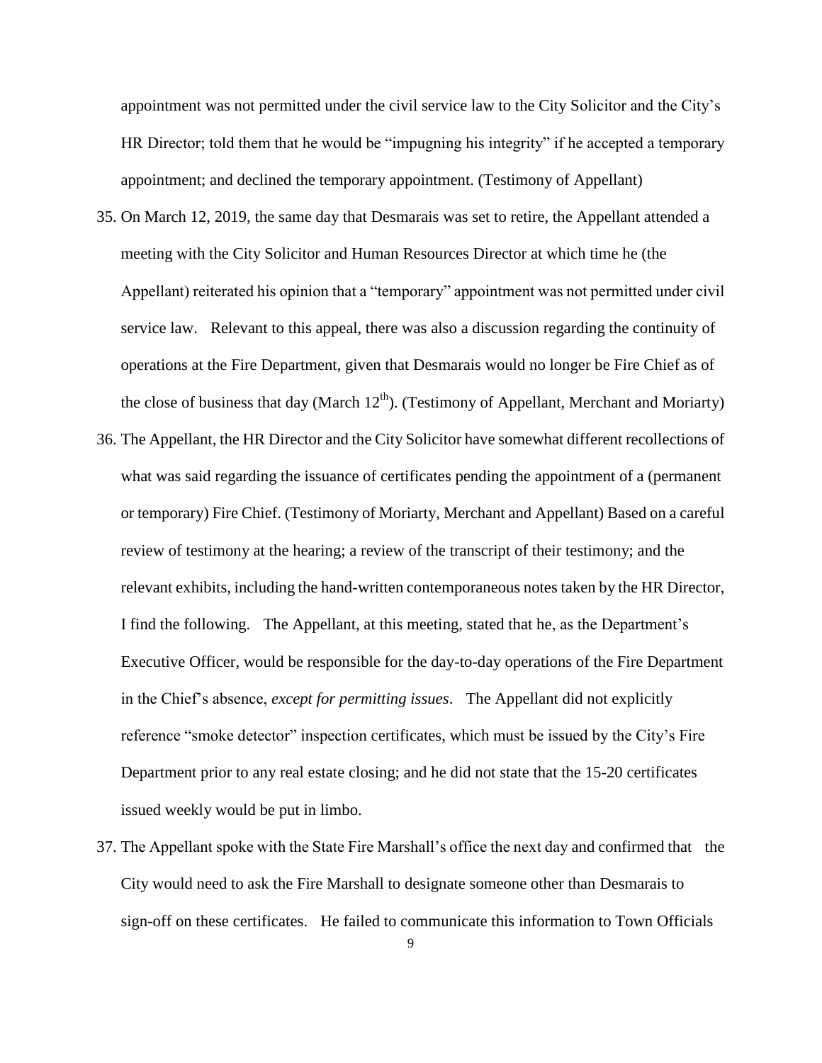appointment was not permitted under the civil service law to the City Solicitor and the City's HR Director; told them that he would be "impugning his integrity" if he accepted a temporary appointment; and declined the temporary appointment. (Testimony of Appellant)

35. On March 12, 2019, the same day that Desmarais was set to retire, the Appellant attended a meeting with the City Solicitor and Human Resources Director at which time he (the Appellant) reiterated his opinion that a "temporary" appointment was not permitted under civil service law. Relevant to this appeal, there was also a discussion regarding the continuity of operations at the Fire Department, given that Desmarais would no longer be Fire Chief as of the close of business that day (March 12th). (Testimony of Appellant, Merchant and Moriarty)

36. The Appellant, the HR Director and the City Solicitor have somewhat different recollections of what was said regarding the issuance of certificates pending the appointment of a (permanent or temporary) Fire Chief. (Testimony of Moriarty, Merchant and Appellant) Based on a careful review of testimony at the hearing; a review of the transcript of their testimony; and the relevant exhibits, including the hand-written contemporaneous notes taken by the HR Director, I find the following. The Appellant, at this meeting, stated that he, as the Department's Executive Officer, would be responsible for the day-to-day operations of the Fire Department in the Chief's absence, *except for permitting issues*. The Appellant did not explicitly reference "smoke detector" inspection certificates, which must be issued by the City's Fire Department prior to any real estate closing; and he did not state that the 15-20 certificates issued weekly would be put in limbo.

37. The Appellant spoke with the State Fire Marshall's office the next day and confirmed that the City would need to ask the Fire Marshall to designate someone other than Desmarais to sign-off on these certificates. He failed to communicate this information to Town Officials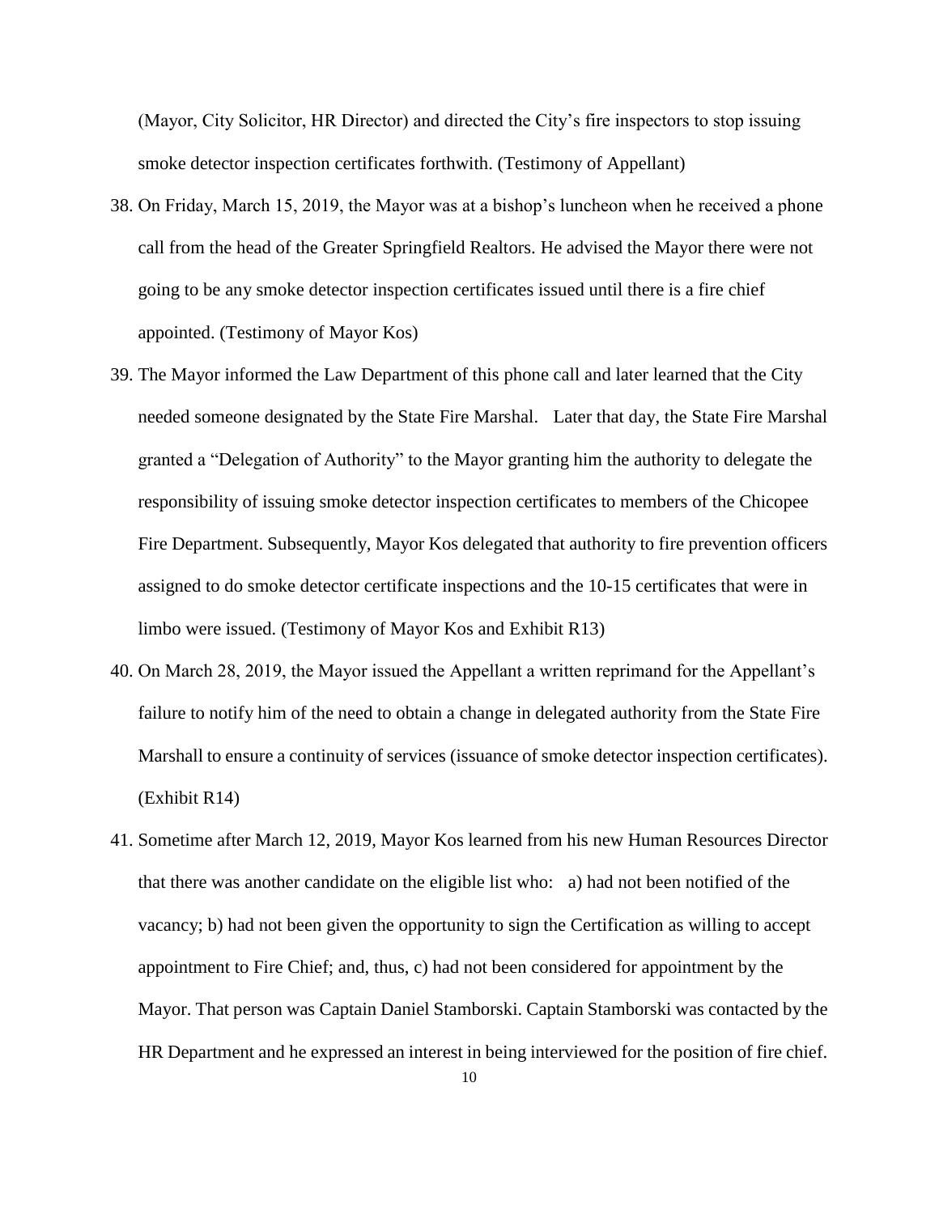(Mayor, City Solicitor, HR Director) and directed the City's fire inspectors to stop issuing smoke detector inspection certificates forthwith. (Testimony of Appellant)

38. On Friday, March 15, 2019, the Mayor was at a bishop's luncheon when he received a phone call from the head of the Greater Springfield Realtors. He advised the Mayor there were not going to be any smoke detector inspection certificates issued until there is a fire chief appointed. (Testimony of Mayor Kos)

39. The Mayor informed the Law Department of this phone call and later learned that the City needed someone designated by the State Fire Marshal. Later that day, the State Fire Marshal granted a "Delegation of Authority" to the Mayor granting him the authority to delegate the responsibility of issuing smoke detector inspection certificates to members of the Chicopee Fire Department. Subsequently, Mayor Kos delegated that authority to fire prevention officers assigned to do smoke detector certificate inspections and the 10-15 certificates that were in limbo were issued. (Testimony of Mayor Kos and Exhibit R13)

40. On March 28, 2019, the Mayor issued the Appellant a written reprimand for the Appellant's failure to notify him of the need to obtain a change in delegated authority from the State Fire Marshall to ensure a continuity of services (issuance of smoke detector inspection certificates). (Exhibit R14)

41. Sometime after March 12, 2019, Mayor Kos learned from his new Human Resources Director that there was another candidate on the eligible list who: a) had not been notified of the vacancy; b) had not been given the opportunity to sign the Certification as willing to accept appointment to Fire Chief; and, thus, c) had not been considered for appointment by the Mayor. That person was Captain Daniel Stamborski. Captain Stamborski was contacted by the HR Department and he expressed an interest in being interviewed for the position of fire chief.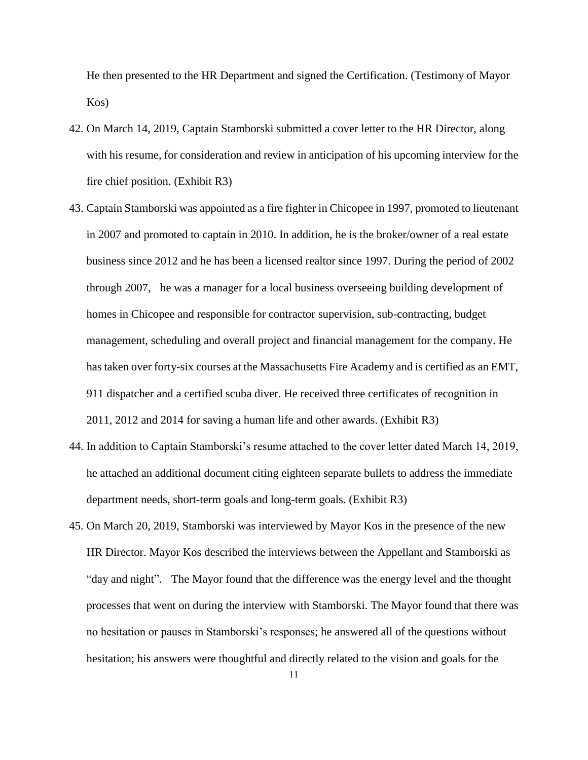He then presented to the HR Department and signed the Certification. (Testimony of Mayor Kos)

42. On March 14, 2019, Captain Stamborski submitted a cover letter to the HR Director, along with his resume, for consideration and review in anticipation of his upcoming interview for the fire chief position. (Exhibit R3)

43. Captain Stamborski was appointed as a fire fighter in Chicopee in 1997, promoted to lieutenant in 2007 and promoted to captain in 2010. In addition, he is the broker/owner of a real estate business since 2012 and he has been a licensed realtor since 1997. During the period of 2002 through 2007, he was a manager for a local business overseeing building development of homes in Chicopee and responsible for contractor supervision, sub-contracting, budget management, scheduling and overall project and financial management for the company. He has taken over forty-six courses at the Massachusetts Fire Academy and is certified as an EMT, 911 dispatcher and a certified scuba diver. He received three certificates of recognition in 2011, 2012 and 2014 for saving a human life and other awards. (Exhibit R3)

44. In addition to Captain Stamborski's resume attached to the cover letter dated March 14, 2019, he attached an additional document citing eighteen separate bullets to address the immediate department needs, short-term goals and long-term goals. (Exhibit R3)

45. On March 20, 2019, Stamborski was interviewed by Mayor Kos in the presence of the new HR Director. Mayor Kos described the interviews between the Appellant and Stamborski as "day and night". The Mayor found that the difference was the energy level and the thought processes that went on during the interview with Stamborski. The Mayor found that there was no hesitation or pauses in Stamborski's responses; he answered all of the questions without hesitation; his answers were thoughtful and directly related to the vision and goals for the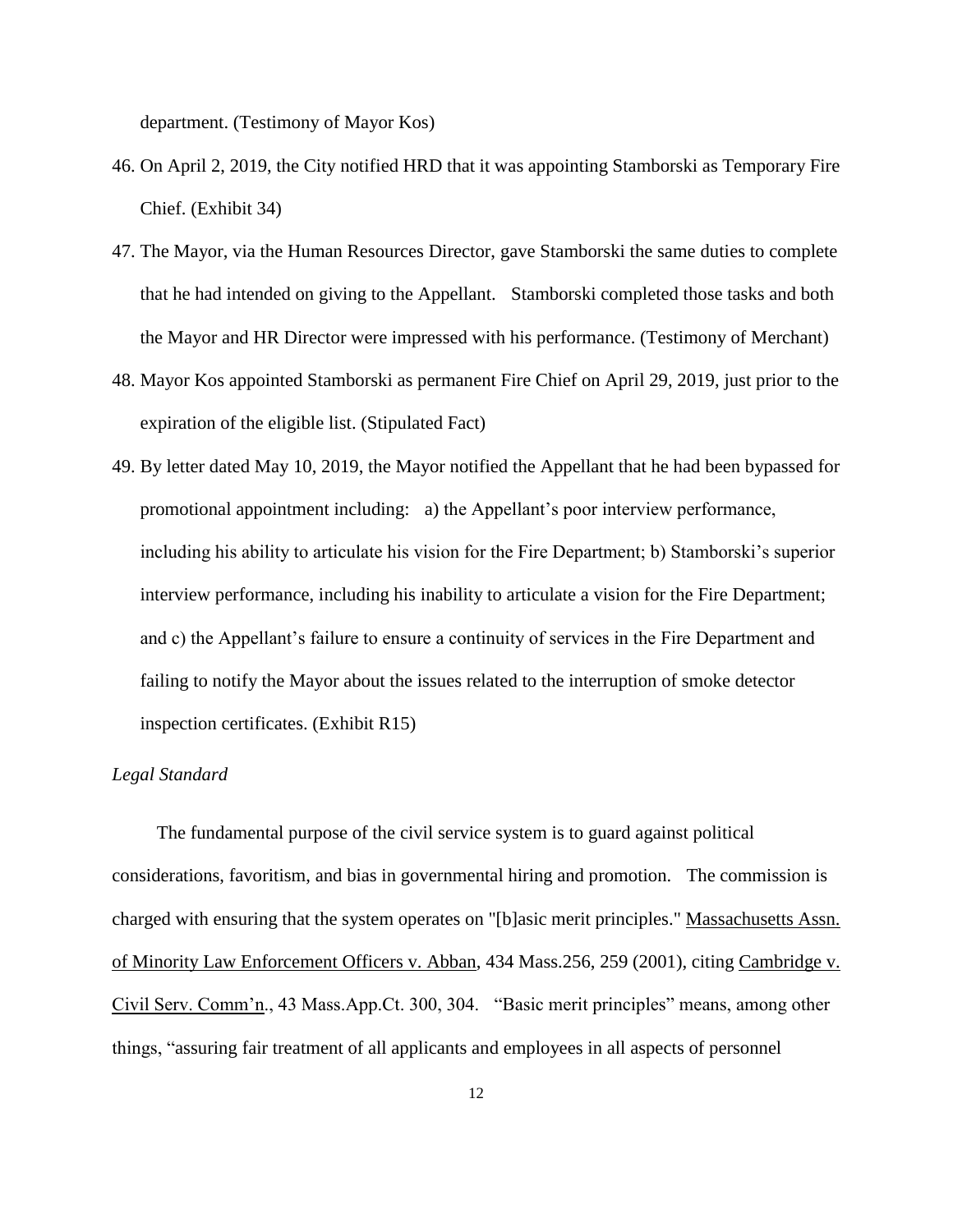department. (Testimony of Mayor Kos)

46. On April 2, 2019, the City notified HRD that it was appointing Stamborski as Temporary Fire Chief. (Exhibit 34)

47. The Mayor, via the Human Resources Director, gave Stamborski the same duties to complete that he had intended on giving to the Appellant. Stamborski completed those tasks and both the Mayor and HR Director were impressed with his performance. (Testimony of Merchant)

48. Mayor Kos appointed Stamborski as permanent Fire Chief on April 29, 2019, just prior to the expiration of the eligible list. (Stipulated Fact)

49. By letter dated May 10, 2019, the Mayor notified the Appellant that he had been bypassed for promotional appointment including: a) the Appellant's poor interview performance, including his ability to articulate his vision for the Fire Department; b) Stamborski's superior interview performance, including his inability to articulate a vision for the Fire Department; and c) the Appellant's failure to ensure a continuity of services in the Fire Department and failing to notify the Mayor about the issues related to the interruption of smoke detector inspection certificates. (Exhibit R15)

*Legal Standard*

The fundamental purpose of the civil service system is to guard against political considerations, favoritism, and bias in governmental hiring and promotion. The commission is charged with ensuring that the system operates on "[b]asic merit principles." Massachusetts Assn. of Minority Law Enforcement Officers v. Abban, 434 Mass.256, 259 (2001), citing Cambridge v. Civil Serv. Comm'n., 43 Mass.App.Ct. 300, 304. "Basic merit principles" means, among other things, "assuring fair treatment of all applicants and employees in all aspects of personnel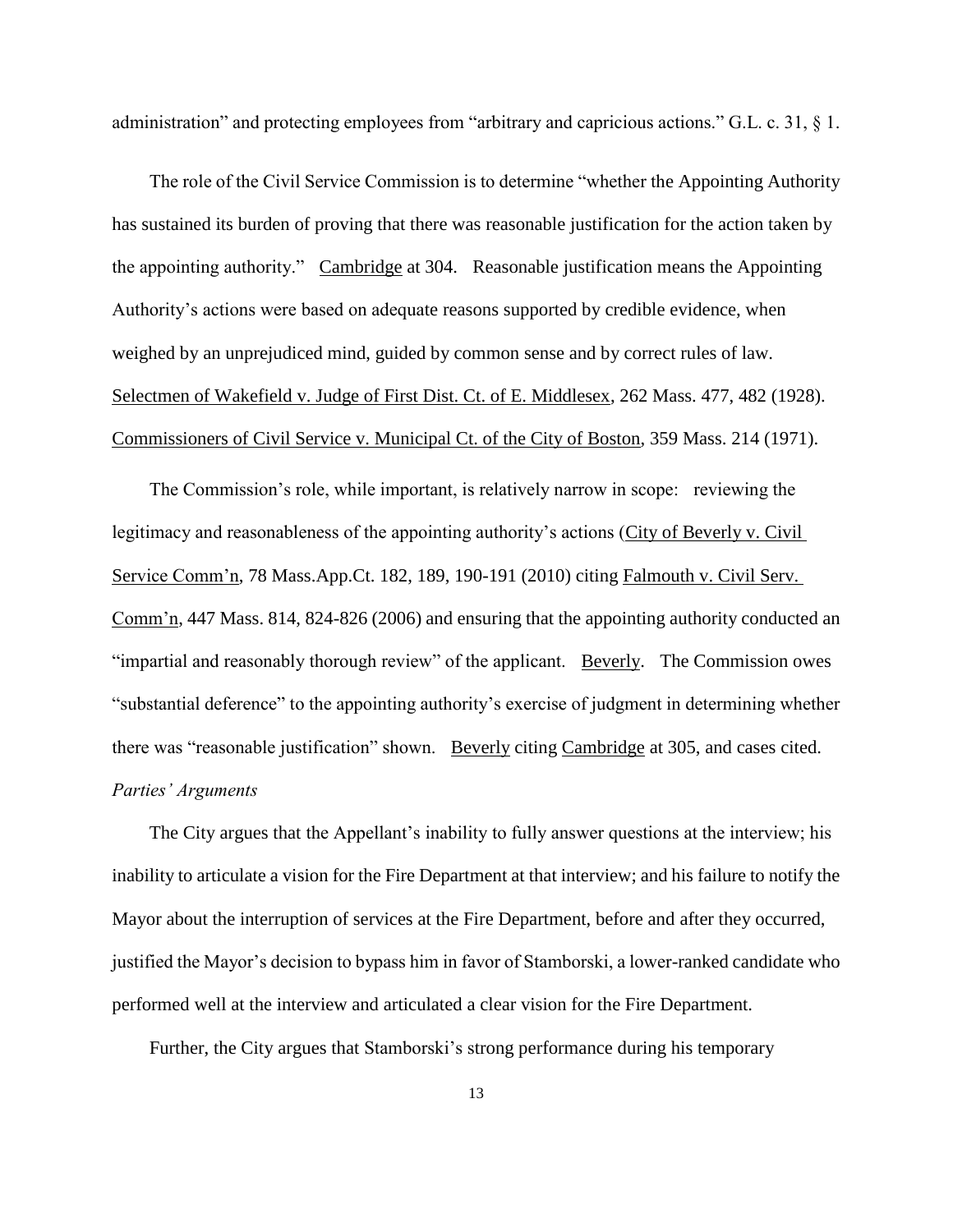administration" and protecting employees from "arbitrary and capricious actions." G.L. c. 31, § 1.

The role of the Civil Service Commission is to determine "whether the Appointing Authority has sustained its burden of proving that there was reasonable justification for the action taken by the appointing authority." Cambridge at 304. Reasonable justification means the Appointing Authority's actions were based on adequate reasons supported by credible evidence, when weighed by an unprejudiced mind, guided by common sense and by correct rules of law. Selectmen of Wakefield v. Judge of First Dist. Ct. of E. Middlesex, 262 Mass. 477, 482 (1928). Commissioners of Civil Service v. Municipal Ct. of the City of Boston, 359 Mass. 214 (1971).

The Commission's role, while important, is relatively narrow in scope: reviewing the legitimacy and reasonableness of the appointing authority's actions (City of Beverly v. Civil Service Comm'n, 78 Mass.App.Ct. 182, 189, 190-191 (2010) citing Falmouth v. Civil Serv. Comm'n, 447 Mass. 814, 824-826 (2006) and ensuring that the appointing authority conducted an "impartial and reasonably thorough review" of the applicant. Beverly. The Commission owes "substantial deference" to the appointing authority's exercise of judgment in determining whether there was "reasonable justification" shown. Beverly citing Cambridge at 305, and cases cited.

*Parties' Arguments*

The City argues that the Appellant's inability to fully answer questions at the interview; his inability to articulate a vision for the Fire Department at that interview; and his failure to notify the Mayor about the interruption of services at the Fire Department, before and after they occurred, justified the Mayor's decision to bypass him in favor of Stamborski, a lower-ranked candidate who performed well at the interview and articulated a clear vision for the Fire Department.

Further, the City argues that Stamborski's strong performance during his temporary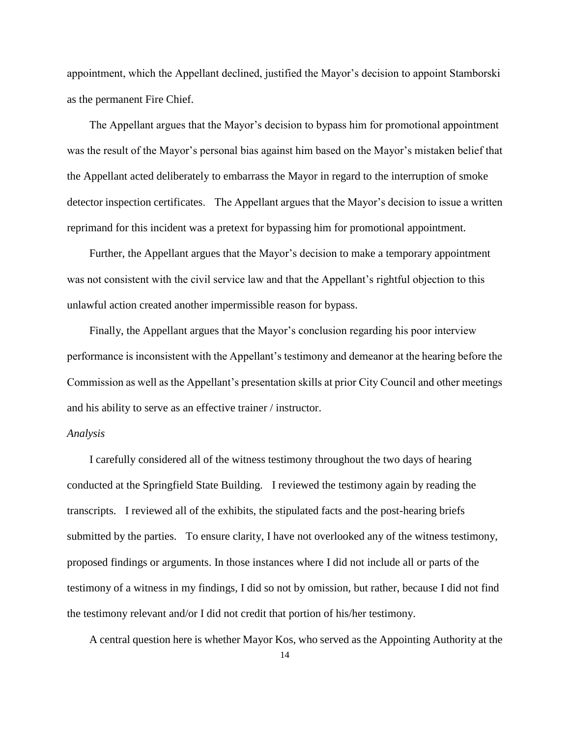appointment, which the Appellant declined, justified the Mayor's decision to appoint Stamborski as the permanent Fire Chief.

The Appellant argues that the Mayor's decision to bypass him for promotional appointment was the result of the Mayor's personal bias against him based on the Mayor's mistaken belief that the Appellant acted deliberately to embarrass the Mayor in regard to the interruption of smoke detector inspection certificates. The Appellant argues that the Mayor's decision to issue a written reprimand for this incident was a pretext for bypassing him for promotional appointment.

Further, the Appellant argues that the Mayor's decision to make a temporary appointment was not consistent with the civil service law and that the Appellant's rightful objection to this unlawful action created another impermissible reason for bypass.

Finally, the Appellant argues that the Mayor's conclusion regarding his poor interview performance is inconsistent with the Appellant's testimony and demeanor at the hearing before the Commission as well as the Appellant's presentation skills at prior City Council and other meetings and his ability to serve as an effective trainer / instructor.

*Analysis*

I carefully considered all of the witness testimony throughout the two days of hearing conducted at the Springfield State Building. I reviewed the testimony again by reading the transcripts. I reviewed all of the exhibits, the stipulated facts and the post-hearing briefs submitted by the parties. To ensure clarity, I have not overlooked any of the witness testimony, proposed findings or arguments. In those instances where I did not include all or parts of the testimony of a witness in my findings, I did so not by omission, but rather, because I did not find the testimony relevant and/or I did not credit that portion of his/her testimony.

A central question here is whether Mayor Kos, who served as the Appointing Authority at the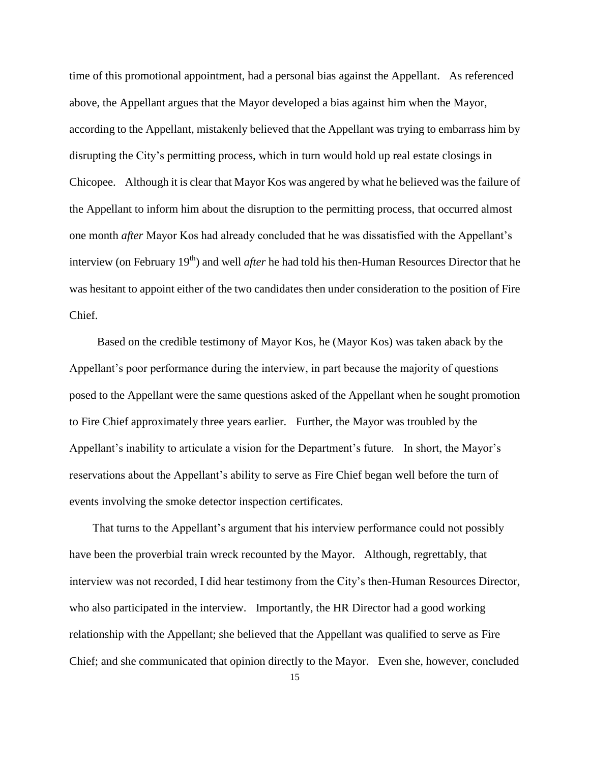time of this promotional appointment, had a personal bias against the Appellant. As referenced above, the Appellant argues that the Mayor developed a bias against him when the Mayor, according to the Appellant, mistakenly believed that the Appellant was trying to embarrass him by disrupting the City's permitting process, which in turn would hold up real estate closings in Chicopee. Although it is clear that Mayor Kos was angered by what he believed was the failure of the Appellant to inform him about the disruption to the permitting process, that occurred almost one month *after* Mayor Kos had already concluded that he was dissatisfied with the Appellant's interview (on February 19th) and well *after* he had told his then-Human Resources Director that he was hesitant to appoint either of the two candidates then under consideration to the position of Fire Chief.

Based on the credible testimony of Mayor Kos, he (Mayor Kos) was taken aback by the Appellant's poor performance during the interview, in part because the majority of questions posed to the Appellant were the same questions asked of the Appellant when he sought promotion to Fire Chief approximately three years earlier. Further, the Mayor was troubled by the Appellant's inability to articulate a vision for the Department's future. In short, the Mayor's reservations about the Appellant's ability to serve as Fire Chief began well before the turn of events involving the smoke detector inspection certificates.

That turns to the Appellant's argument that his interview performance could not possibly have been the proverbial train wreck recounted by the Mayor. Although, regrettably, that interview was not recorded, I did hear testimony from the City's then-Human Resources Director, who also participated in the interview. Importantly, the HR Director had a good working relationship with the Appellant; she believed that the Appellant was qualified to serve as Fire Chief; and she communicated that opinion directly to the Mayor. Even she, however, concluded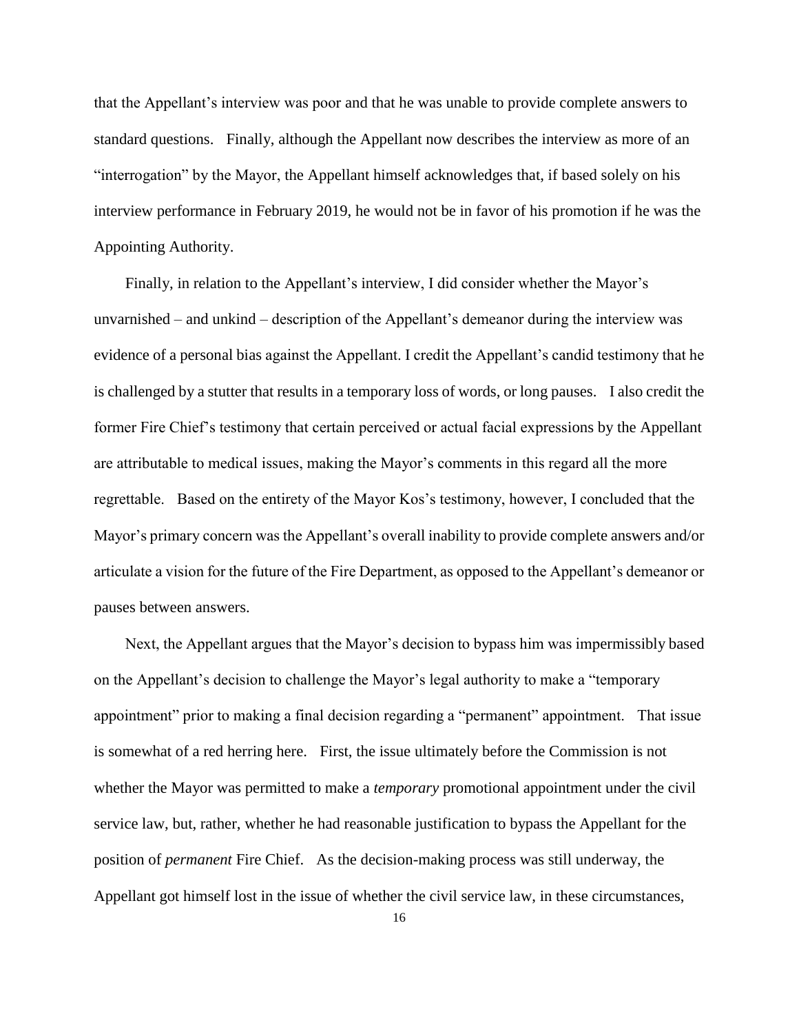that the Appellant's interview was poor and that he was unable to provide complete answers to standard questions. Finally, although the Appellant now describes the interview as more of an "interrogation" by the Mayor, the Appellant himself acknowledges that, if based solely on his interview performance in February 2019, he would not be in favor of his promotion if he was the Appointing Authority.

Finally, in relation to the Appellant's interview, I did consider whether the Mayor's unvarnished – and unkind – description of the Appellant's demeanor during the interview was evidence of a personal bias against the Appellant. I credit the Appellant's candid testimony that he is challenged by a stutter that results in a temporary loss of words, or long pauses. I also credit the former Fire Chief's testimony that certain perceived or actual facial expressions by the Appellant are attributable to medical issues, making the Mayor's comments in this regard all the more regrettable. Based on the entirety of the Mayor Kos's testimony, however, I concluded that the Mayor's primary concern was the Appellant's overall inability to provide complete answers and/or articulate a vision for the future of the Fire Department, as opposed to the Appellant's demeanor or pauses between answers.

Next, the Appellant argues that the Mayor's decision to bypass him was impermissibly based on the Appellant's decision to challenge the Mayor's legal authority to make a "temporary appointment" prior to making a final decision regarding a "permanent" appointment. That issue is somewhat of a red herring here. First, the issue ultimately before the Commission is not whether the Mayor was permitted to make a *temporary* promotional appointment under the civil service law, but, rather, whether he had reasonable justification to bypass the Appellant for the position of *permanent* Fire Chief. As the decision-making process was still underway, the Appellant got himself lost in the issue of whether the civil service law, in these circumstances,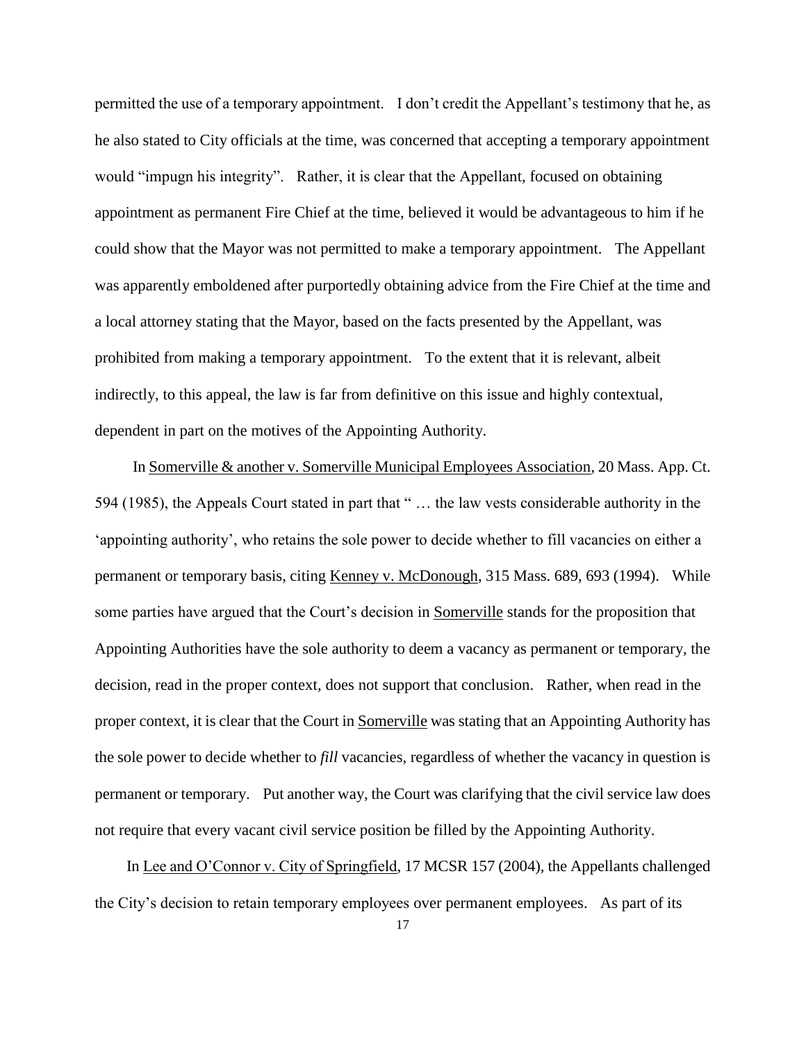permitted the use of a temporary appointment. I don't credit the Appellant's testimony that he, as he also stated to City officials at the time, was concerned that accepting a temporary appointment would "impugn his integrity". Rather, it is clear that the Appellant, focused on obtaining appointment as permanent Fire Chief at the time, believed it would be advantageous to him if he could show that the Mayor was not permitted to make a temporary appointment. The Appellant was apparently emboldened after purportedly obtaining advice from the Fire Chief at the time and a local attorney stating that the Mayor, based on the facts presented by the Appellant, was prohibited from making a temporary appointment. To the extent that it is relevant, albeit indirectly, to this appeal, the law is far from definitive on this issue and highly contextual, dependent in part on the motives of the Appointing Authority.

In Somerville & another v. Somerville Municipal Employees Association, 20 Mass. App. Ct. 594 (1985), the Appeals Court stated in part that " … the law vests considerable authority in the 'appointing authority', who retains the sole power to decide whether to fill vacancies on either a permanent or temporary basis, citing Kenney v. McDonough, 315 Mass. 689, 693 (1994). While some parties have argued that the Court's decision in Somerville stands for the proposition that Appointing Authorities have the sole authority to deem a vacancy as permanent or temporary, the decision, read in the proper context, does not support that conclusion. Rather, when read in the proper context, it is clear that the Court in Somerville was stating that an Appointing Authority has the sole power to decide whether to *fill* vacancies, regardless of whether the vacancy in question is permanent or temporary. Put another way, the Court was clarifying that the civil service law does not require that every vacant civil service position be filled by the Appointing Authority.

In Lee and O'Connor v. City of Springfield, 17 MCSR 157 (2004), the Appellants challenged the City's decision to retain temporary employees over permanent employees. As part of its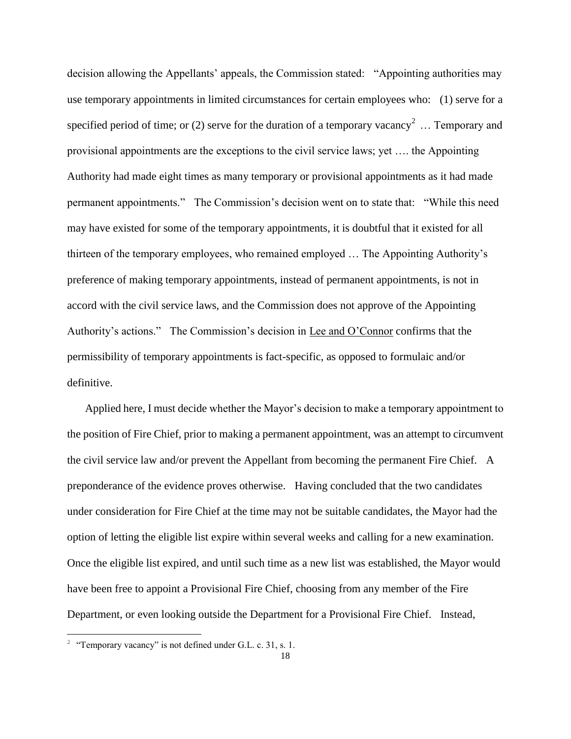decision allowing the Appellants' appeals, the Commission stated: "Appointing authorities may use temporary appointments in limited circumstances for certain employees who: (1) serve for a specified period of time; or (2) serve for the duration of a temporary vacancy[2] … Temporary and provisional appointments are the exceptions to the civil service laws; yet …. the Appointing Authority had made eight times as many temporary or provisional appointments as it had made permanent appointments." The Commission's decision went on to state that: "While this need may have existed for some of the temporary appointments, it is doubtful that it existed for all thirteen of the temporary employees, who remained employed … The Appointing Authority's preference of making temporary appointments, instead of permanent appointments, is not in accord with the civil service laws, and the Commission does not approve of the Appointing Authority's actions." The Commission's decision in Lee and O'Connor confirms that the permissibility of temporary appointments is fact-specific, as opposed to formulaic and/or definitive.

Applied here, I must decide whether the Mayor's decision to make a temporary appointment to the position of Fire Chief, prior to making a permanent appointment, was an attempt to circumvent the civil service law and/or prevent the Appellant from becoming the permanent Fire Chief. A preponderance of the evidence proves otherwise. Having concluded that the two candidates under consideration for Fire Chief at the time may not be suitable candidates, the Mayor had the option of letting the eligible list expire within several weeks and calling for a new examination. Once the eligible list expired, and until such time as a new list was established, the Mayor would have been free to appoint a Provisional Fire Chief, choosing from any member of the Fire Department, or even looking outside the Department for a Provisional Fire Chief. Instead,

[2] "Temporary vacancy" is not defined under G.L. c. 31, s. 1.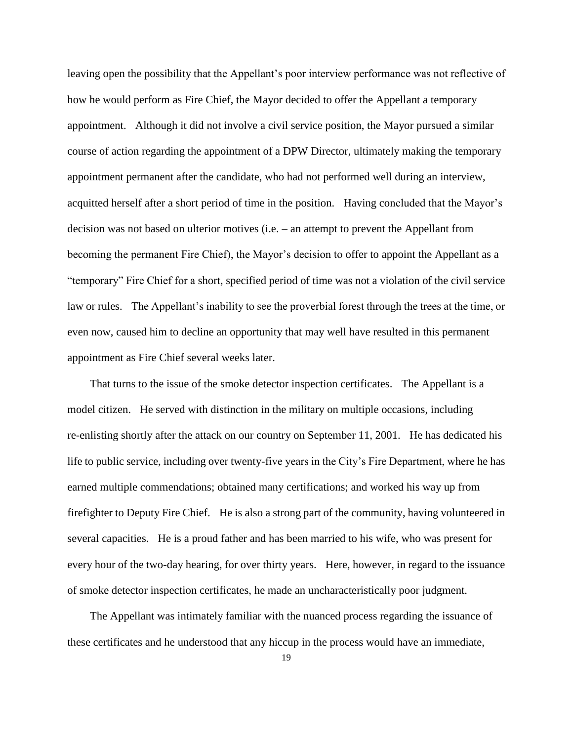leaving open the possibility that the Appellant's poor interview performance was not reflective of how he would perform as Fire Chief, the Mayor decided to offer the Appellant a temporary appointment. Although it did not involve a civil service position, the Mayor pursued a similar course of action regarding the appointment of a DPW Director, ultimately making the temporary appointment permanent after the candidate, who had not performed well during an interview, acquitted herself after a short period of time in the position. Having concluded that the Mayor's decision was not based on ulterior motives (i.e. – an attempt to prevent the Appellant from becoming the permanent Fire Chief), the Mayor's decision to offer to appoint the Appellant as a "temporary" Fire Chief for a short, specified period of time was not a violation of the civil service law or rules. The Appellant's inability to see the proverbial forest through the trees at the time, or even now, caused him to decline an opportunity that may well have resulted in this permanent appointment as Fire Chief several weeks later.

That turns to the issue of the smoke detector inspection certificates. The Appellant is a model citizen. He served with distinction in the military on multiple occasions, including re-enlisting shortly after the attack on our country on September 11, 2001. He has dedicated his life to public service, including over twenty-five years in the City's Fire Department, where he has earned multiple commendations; obtained many certifications; and worked his way up from firefighter to Deputy Fire Chief. He is also a strong part of the community, having volunteered in several capacities. He is a proud father and has been married to his wife, who was present for every hour of the two-day hearing, for over thirty years. Here, however, in regard to the issuance of smoke detector inspection certificates, he made an uncharacteristically poor judgment.

The Appellant was intimately familiar with the nuanced process regarding the issuance of these certificates and he understood that any hiccup in the process would have an immediate,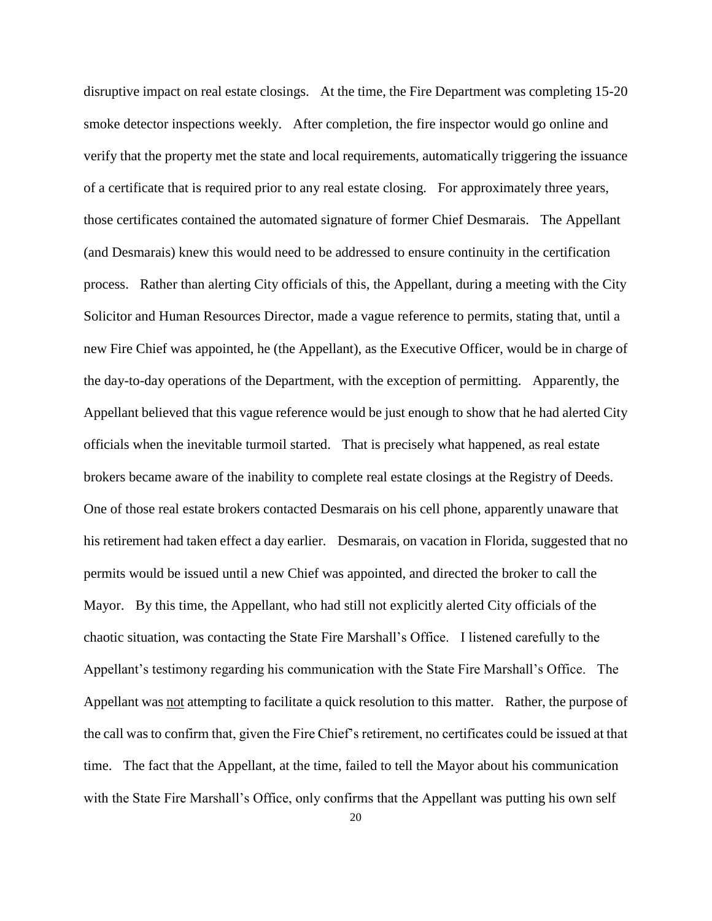disruptive impact on real estate closings. At the time, the Fire Department was completing 15-20 smoke detector inspections weekly. After completion, the fire inspector would go online and verify that the property met the state and local requirements, automatically triggering the issuance of a certificate that is required prior to any real estate closing. For approximately three years, those certificates contained the automated signature of former Chief Desmarais. The Appellant (and Desmarais) knew this would need to be addressed to ensure continuity in the certification process. Rather than alerting City officials of this, the Appellant, during a meeting with the City Solicitor and Human Resources Director, made a vague reference to permits, stating that, until a new Fire Chief was appointed, he (the Appellant), as the Executive Officer, would be in charge of the day-to-day operations of the Department, with the exception of permitting. Apparently, the Appellant believed that this vague reference would be just enough to show that he had alerted City officials when the inevitable turmoil started. That is precisely what happened, as real estate brokers became aware of the inability to complete real estate closings at the Registry of Deeds. One of those real estate brokers contacted Desmarais on his cell phone, apparently unaware that his retirement had taken effect a day earlier. Desmarais, on vacation in Florida, suggested that no permits would be issued until a new Chief was appointed, and directed the broker to call the Mayor. By this time, the Appellant, who had still not explicitly alerted City officials of the chaotic situation, was contacting the State Fire Marshall's Office. I listened carefully to the Appellant's testimony regarding his communication with the State Fire Marshall's Office. The Appellant was <u>not</u> attempting to facilitate a quick resolution to this matter. Rather, the purpose of the call was to confirm that, given the Fire Chief's retirement, no certificates could be issued at that time. The fact that the Appellant, at the time, failed to tell the Mayor about his communication with the State Fire Marshall's Office, only confirms that the Appellant was putting his own self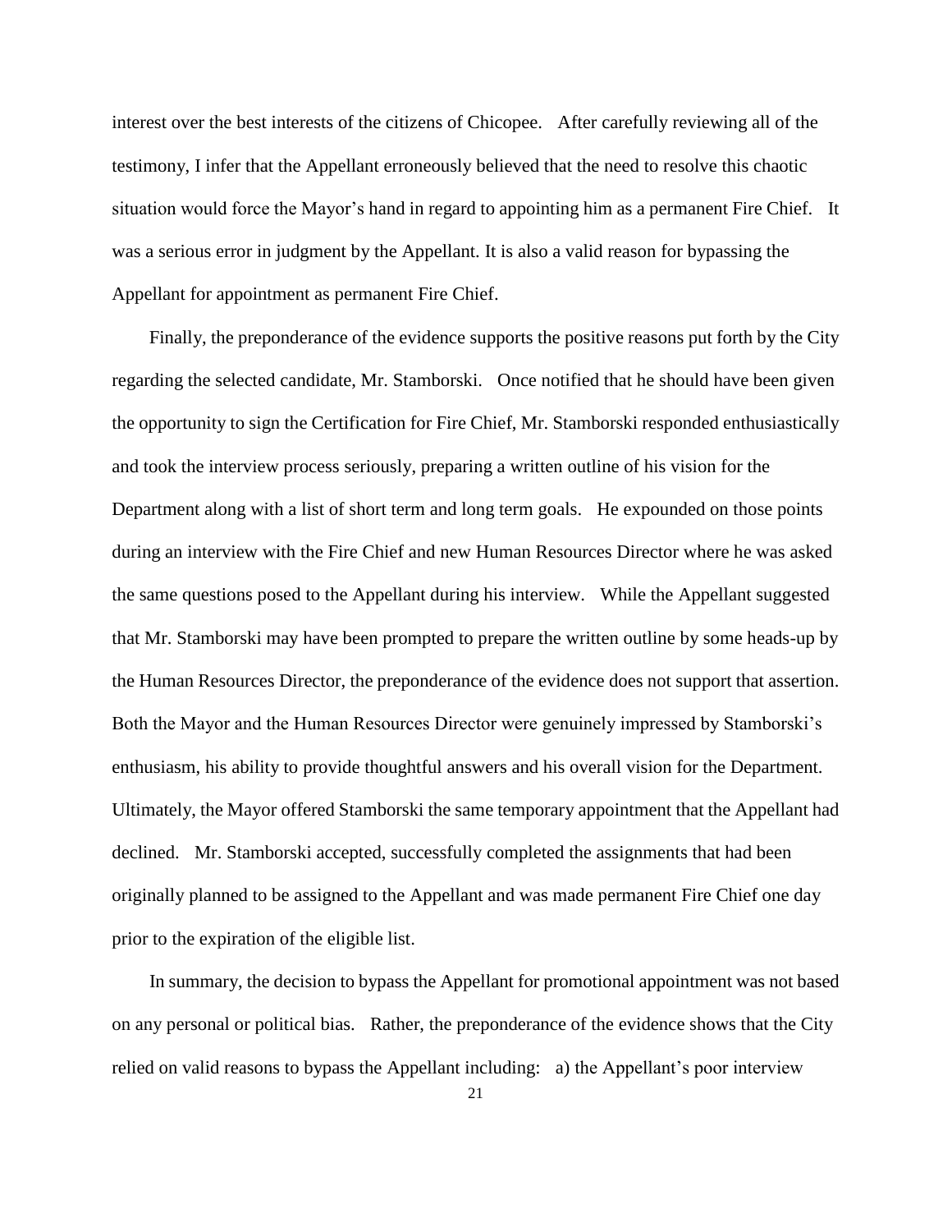interest over the best interests of the citizens of Chicopee. After carefully reviewing all of the testimony, I infer that the Appellant erroneously believed that the need to resolve this chaotic situation would force the Mayor's hand in regard to appointing him as a permanent Fire Chief. It was a serious error in judgment by the Appellant. It is also a valid reason for bypassing the Appellant for appointment as permanent Fire Chief.

Finally, the preponderance of the evidence supports the positive reasons put forth by the City regarding the selected candidate, Mr. Stamborski. Once notified that he should have been given the opportunity to sign the Certification for Fire Chief, Mr. Stamborski responded enthusiastically and took the interview process seriously, preparing a written outline of his vision for the Department along with a list of short term and long term goals. He expounded on those points during an interview with the Fire Chief and new Human Resources Director where he was asked the same questions posed to the Appellant during his interview. While the Appellant suggested that Mr. Stamborski may have been prompted to prepare the written outline by some heads-up by the Human Resources Director, the preponderance of the evidence does not support that assertion. Both the Mayor and the Human Resources Director were genuinely impressed by Stamborski's enthusiasm, his ability to provide thoughtful answers and his overall vision for the Department. Ultimately, the Mayor offered Stamborski the same temporary appointment that the Appellant had declined. Mr. Stamborski accepted, successfully completed the assignments that had been originally planned to be assigned to the Appellant and was made permanent Fire Chief one day prior to the expiration of the eligible list.

In summary, the decision to bypass the Appellant for promotional appointment was not based on any personal or political bias. Rather, the preponderance of the evidence shows that the City relied on valid reasons to bypass the Appellant including: a) the Appellant's poor interview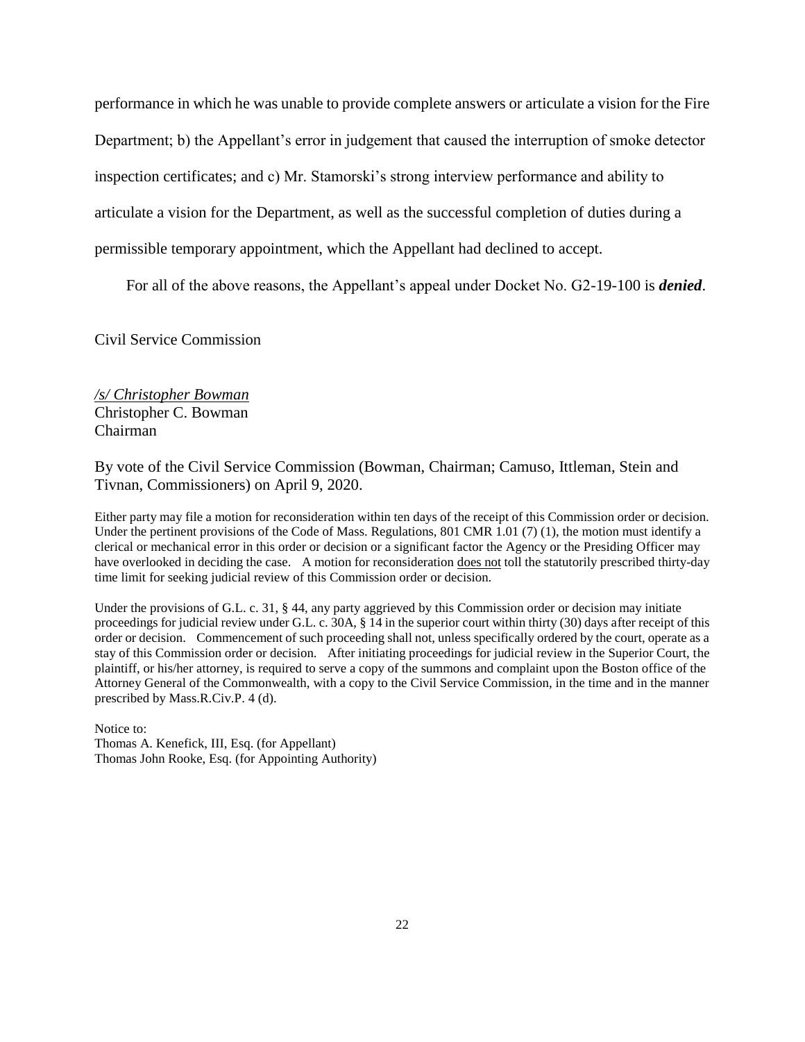performance in which he was unable to provide complete answers or articulate a vision for the Fire Department; b) the Appellant's error in judgement that caused the interruption of smoke detector inspection certificates; and c) Mr. Stamorski's strong interview performance and ability to articulate a vision for the Department, as well as the successful completion of duties during a permissible temporary appointment, which the Appellant had declined to accept.

For all of the above reasons, the Appellant's appeal under Docket No. G2-19-100 is ***denied***.

Civil Service Commission

*/s/ Christopher Bowman*
Christopher C. Bowman
Chairman

By vote of the Civil Service Commission (Bowman, Chairman; Camuso, Ittleman, Stein and Tivnan, Commissioners) on April 9, 2020.

Either party may file a motion for reconsideration within ten days of the receipt of this Commission order or decision. Under the pertinent provisions of the Code of Mass. Regulations, 801 CMR 1.01 (7) (1), the motion must identify a clerical or mechanical error in this order or decision or a significant factor the Agency or the Presiding Officer may have overlooked in deciding the case. A motion for reconsideration does not toll the statutorily prescribed thirty-day time limit for seeking judicial review of this Commission order or decision.

Under the provisions of G.L. c. 31, § 44, any party aggrieved by this Commission order or decision may initiate proceedings for judicial review under G.L. c. 30A, § 14 in the superior court within thirty (30) days after receipt of this order or decision. Commencement of such proceeding shall not, unless specifically ordered by the court, operate as a stay of this Commission order or decision. After initiating proceedings for judicial review in the Superior Court, the plaintiff, or his/her attorney, is required to serve a copy of the summons and complaint upon the Boston office of the Attorney General of the Commonwealth, with a copy to the Civil Service Commission, in the time and in the manner prescribed by Mass.R.Civ.P. 4 (d).

Notice to:
Thomas A. Kenefick, III, Esq. (for Appellant)
Thomas John Rooke, Esq. (for Appointing Authority)